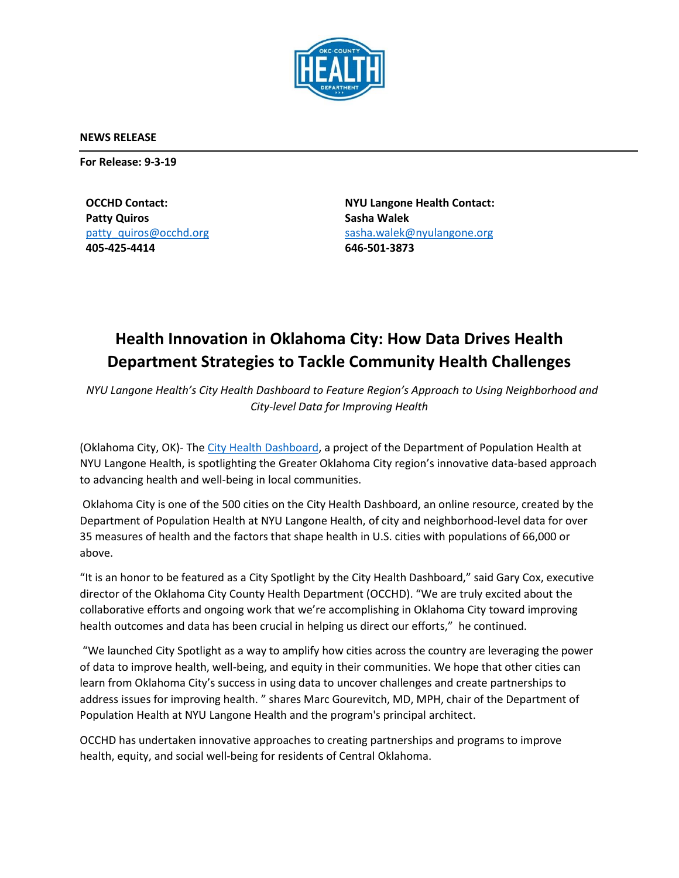**NEWS RELEASE**

**For Release: 9-3-19**

**OCCHD Contact:**
**Patty Quiros**
patty_quiros@occhd.org
**405-425-4414**

**NYU Langone Health Contact:**
**Sasha Walek**
sasha.walek@nyulangone.org
**646-501-3873**

# Health Innovation in Oklahoma City: How Data Drives Health Department Strategies to Tackle Community Health Challenges

*NYU Langone Health's City Health Dashboard to Feature Region's Approach to Using Neighborhood and City-level Data for Improving Health*

(Oklahoma City, OK)- The City Health Dashboard, a project of the Department of Population Health at NYU Langone Health, is spotlighting the Greater Oklahoma City region's innovative data-based approach to advancing health and well-being in local communities.

Oklahoma City is one of the 500 cities on the City Health Dashboard, an online resource, created by the Department of Population Health at NYU Langone Health, of city and neighborhood-level data for over 35 measures of health and the factors that shape health in U.S. cities with populations of 66,000 or above.

"It is an honor to be featured as a City Spotlight by the City Health Dashboard," said Gary Cox, executive director of the Oklahoma City County Health Department (OCCHD). "We are truly excited about the collaborative efforts and ongoing work that we're accomplishing in Oklahoma City toward improving health outcomes and data has been crucial in helping us direct our efforts," he continued.

"We launched City Spotlight as a way to amplify how cities across the country are leveraging the power of data to improve health, well-being, and equity in their communities. We hope that other cities can learn from Oklahoma City's success in using data to uncover challenges and create partnerships to address issues for improving health. " shares Marc Gourevitch, MD, MPH, chair of the Department of Population Health at NYU Langone Health and the program's principal architect.

OCCHD has undertaken innovative approaches to creating partnerships and programs to improve health, equity, and social well-being for residents of Central Oklahoma.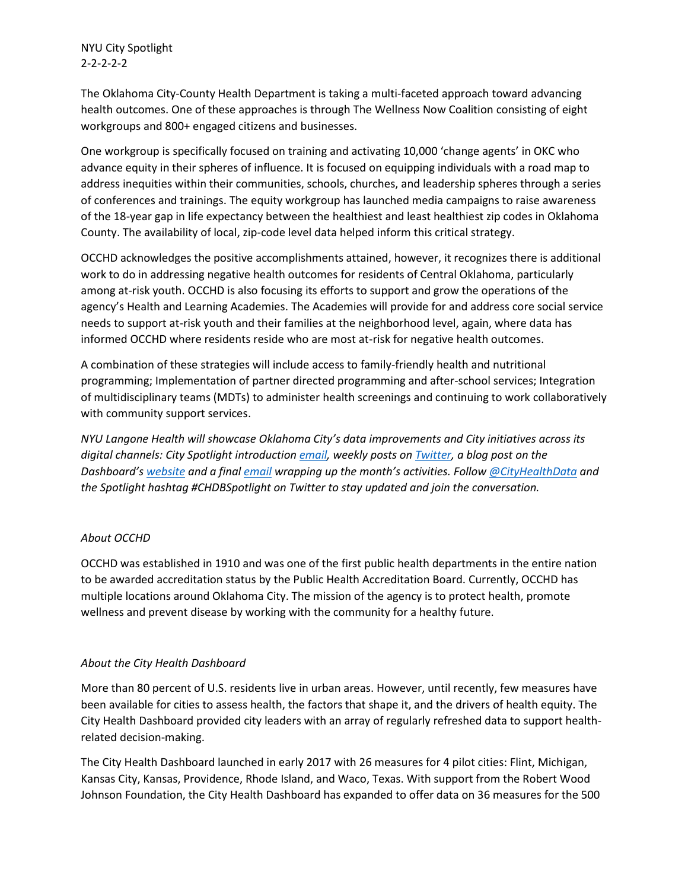NYU City Spotlight
2-2-2-2-2

The Oklahoma City-County Health Department is taking a multi-faceted approach toward advancing health outcomes. One of these approaches is through The Wellness Now Coalition consisting of eight workgroups and 800+ engaged citizens and businesses.

One workgroup is specifically focused on training and activating 10,000 'change agents' in OKC who advance equity in their spheres of influence. It is focused on equipping individuals with a road map to address inequities within their communities, schools, churches, and leadership spheres through a series of conferences and trainings. The equity workgroup has launched media campaigns to raise awareness of the 18-year gap in life expectancy between the healthiest and least healthiest zip codes in Oklahoma County. The availability of local, zip-code level data helped inform this critical strategy.

OCCHD acknowledges the positive accomplishments attained, however, it recognizes there is additional work to do in addressing negative health outcomes for residents of Central Oklahoma, particularly among at-risk youth. OCCHD is also focusing its efforts to support and grow the operations of the agency's Health and Learning Academies. The Academies will provide for and address core social service needs to support at-risk youth and their families at the neighborhood level, again, where data has informed OCCHD where residents reside who are most at-risk for negative health outcomes.

A combination of these strategies will include access to family-friendly health and nutritional programming; Implementation of partner directed programming and after-school services; Integration of multidisciplinary teams (MDTs) to administer health screenings and continuing to work collaboratively with community support services.

*NYU Langone Health will showcase Oklahoma City's data improvements and City initiatives across its digital channels: City Spotlight introduction email, weekly posts on Twitter, a blog post on the Dashboard's website and a final email wrapping up the month's activities. Follow @CityHealthData and the Spotlight hashtag #CHDBSpotlight on Twitter to stay updated and join the conversation.*

*About OCCHD*

OCCHD was established in 1910 and was one of the first public health departments in the entire nation to be awarded accreditation status by the Public Health Accreditation Board. Currently, OCCHD has multiple locations around Oklahoma City. The mission of the agency is to protect health, promote wellness and prevent disease by working with the community for a healthy future.

*About the City Health Dashboard*

More than 80 percent of U.S. residents live in urban areas. However, until recently, few measures have been available for cities to assess health, the factors that shape it, and the drivers of health equity. The City Health Dashboard provided city leaders with an array of regularly refreshed data to support health-related decision-making.

The City Health Dashboard launched in early 2017 with 26 measures for 4 pilot cities: Flint, Michigan, Kansas City, Kansas, Providence, Rhode Island, and Waco, Texas. With support from the Robert Wood Johnson Foundation, the City Health Dashboard has expanded to offer data on 36 measures for the 500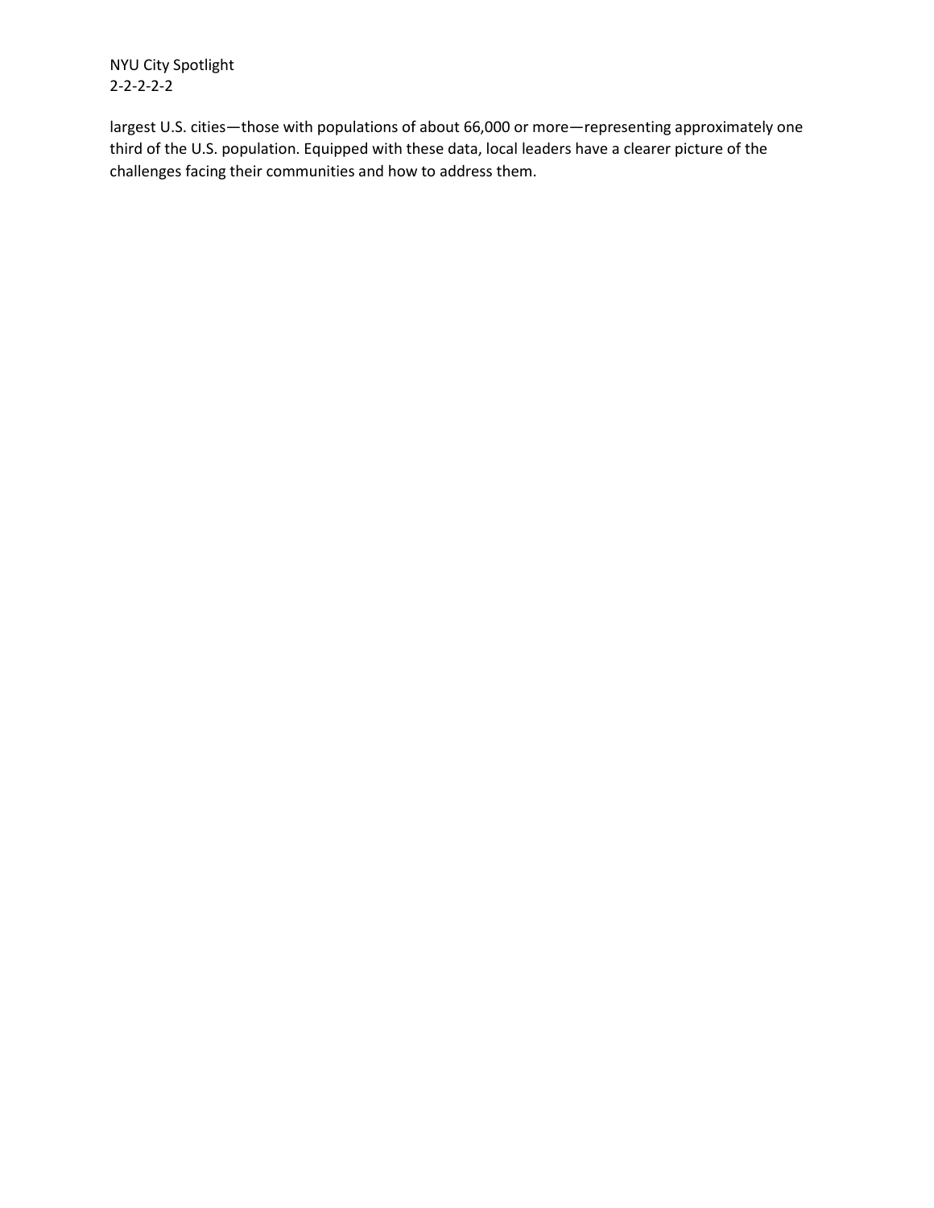largest U.S. cities—those with populations of about 66,000 or more—representing approximately one third of the U.S. population. Equipped with these data, local leaders have a clearer picture of the challenges facing their communities and how to address them.